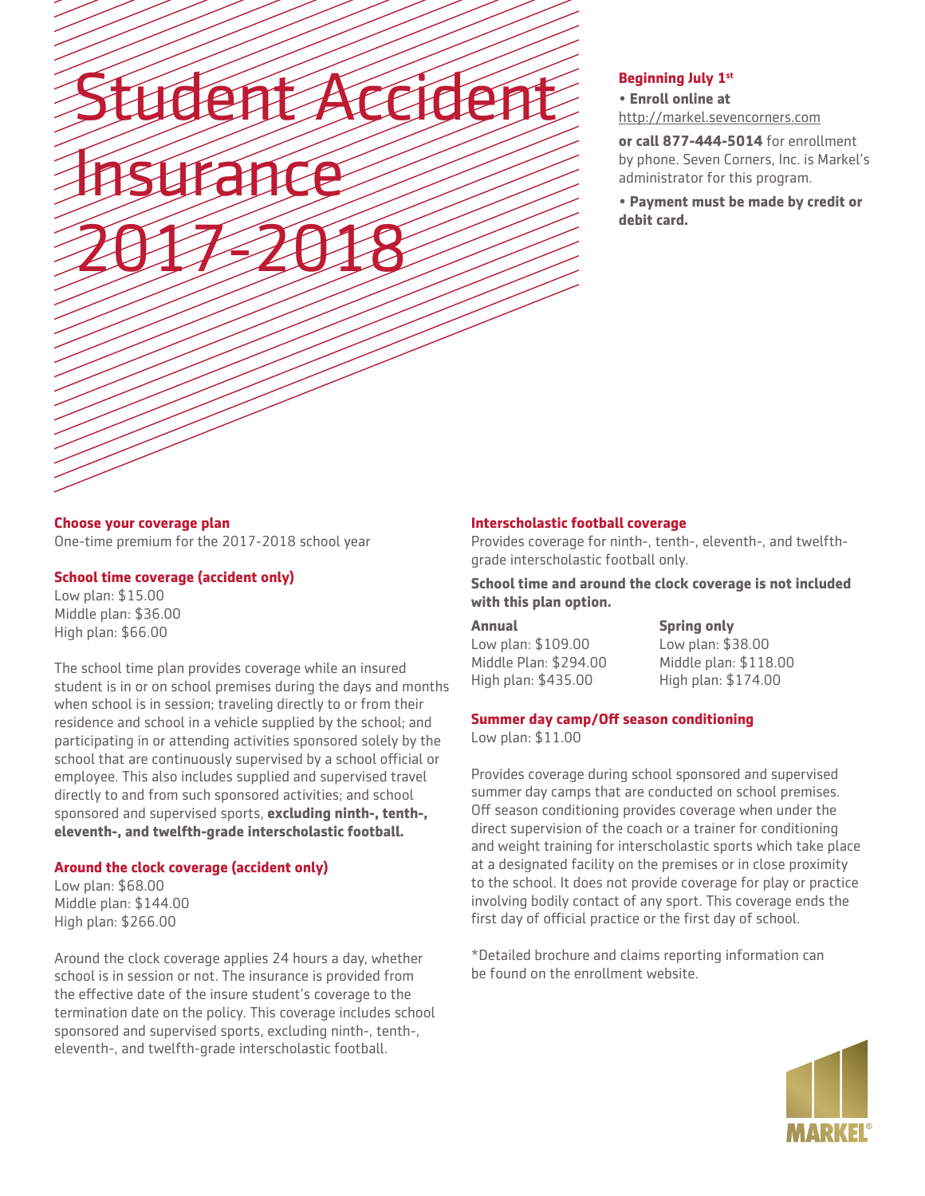# Student Accident Insurance 2017-2018

**Beginning July 1st**

- **Enroll online at** http://markel.sevencorners.com

**or call 877-444-5014** for enrollment by phone. Seven Corners, Inc. is Markel's administrator for this program.

- **Payment must be made by credit or debit card.**

## Choose your coverage plan

One-time premium for the 2017-2018 school year

### School time coverage (accident only)

Low plan: $15.00
Middle plan: $36.00
High plan: $66.00

The school time plan provides coverage while an insured student is in or on school premises during the days and months when school is in session; traveling directly to or from their residence and school in a vehicle supplied by the school; and participating in or attending activities sponsored solely by the school that are continuously supervised by a school official or employee. This also includes supplied and supervised travel directly to and from such sponsored activities; and school sponsored and supervised sports, **excluding ninth-, tenth-, eleventh-, and twelfth-grade interscholastic football.**

### Around the clock coverage (accident only)

Low plan: $68.00
Middle plan: $144.00
High plan: $266.00

Around the clock coverage applies 24 hours a day, whether school is in session or not. The insurance is provided from the effective date of the insure student's coverage to the termination date on the policy. This coverage includes school sponsored and supervised sports, excluding ninth-, tenth-, eleventh-, and twelfth-grade interscholastic football.

### Interscholastic football coverage

Provides coverage for ninth-, tenth-, eleventh-, and twelfth-grade interscholastic football only.

**School time and around the clock coverage is not included with this plan option.**

| Annual | Spring only |
|---|---|
| Low plan: $109.00 | Low plan: $38.00 |
| Middle Plan: $294.00 | Middle plan: $118.00 |
| High plan: $435.00 | High plan: $174.00 |

### Summer day camp/Off season conditioning

Low plan: $11.00

Provides coverage during school sponsored and supervised summer day camps that are conducted on school premises. Off season conditioning provides coverage when under the direct supervision of the coach or a trainer for conditioning and weight training for interscholastic sports which take place at a designated facility on the premises or in close proximity to the school. It does not provide coverage for play or practice involving bodily contact of any sport. This coverage ends the first day of official practice or the first day of school.

*Detailed brochure and claims reporting information can be found on the enrollment website.

MARKEL®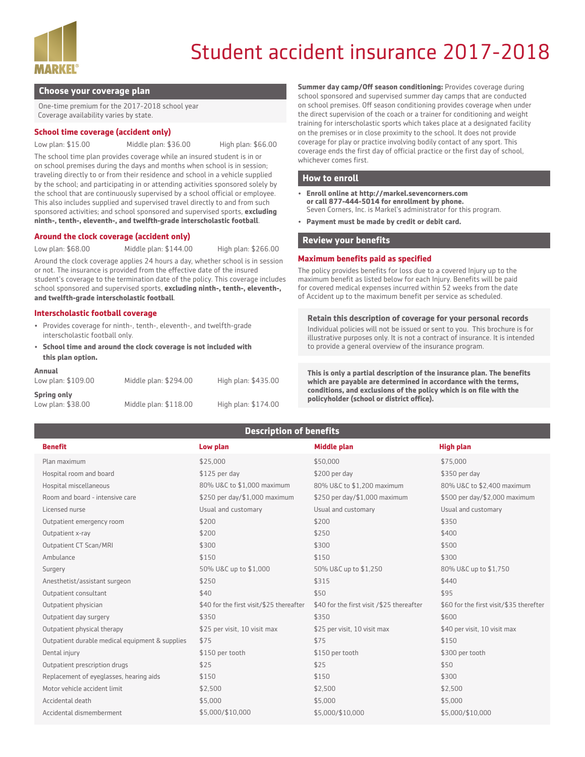MARKEL®

# Student accident insurance 2017-2018

## Choose your coverage plan

One-time premium for the 2017-2018 school year
Coverage availability varies by state.

### School time coverage (accident only)

Low plan: $15.00 Middle plan: $36.00 High plan: $66.00

The school time plan provides coverage while an insured student is in or on school premises during the days and months when school is in session; traveling directly to or from their residence and school in a vehicle supplied by the school; and participating in or attending activities sponsored solely by the school that are continuously supervised by a school official or employee. This also includes supplied and supervised travel directly to and from such sponsored activities; and school sponsored and supervised sports, **excluding ninth-, tenth-, eleventh-, and twelfth-grade interscholastic football**.

### Around the clock coverage (accident only)

Low plan: $68.00 Middle plan: $144.00 High plan: $266.00

Around the clock coverage applies 24 hours a day, whether school is in session or not. The insurance is provided from the effective date of the insured student's coverage to the termination date of the policy. This coverage includes school sponsored and supervised sports, **excluding ninth-, tenth-, eleventh-, and twelfth-grade interscholastic football**.

### Interscholastic football coverage

- Provides coverage for ninth-, tenth-, eleventh-, and twelfth-grade interscholastic football only.
- **School time and around the clock coverage is not included with this plan option.**

**Annual**
Low plan: $109.00 Middle plan: $294.00 High plan: $435.00

**Spring only**
Low plan: $38.00 Middle plan: $118.00 High plan: $174.00

**Summer day camp/Off season conditioning:** Provides coverage during school sponsored and supervised summer day camps that are conducted on school premises. Off season conditioning provides coverage when under the direct supervision of the coach or a trainer for conditioning and weight training for interscholastic sports which takes place at a designated facility on the premises or in close proximity to the school. It does not provide coverage for play or practice involving bodily contact of any sport. This coverage ends the first day of official practice or the first day of school, whichever comes first.

## How to enroll

- **Enroll online at http://markel.sevencorners.com or call 877-444-5014 for enrollment by phone.** Seven Corners, Inc. is Markel's administrator for this program.
- **Payment must be made by credit or debit card.**

## Review your benefits

### Maximum benefits paid as specified

The policy provides benefits for loss due to a covered Injury up to the maximum benefit as listed below for each Injury. Benefits will be paid for covered medical expenses incurred within 52 weeks from the date of Accident up to the maximum benefit per service as scheduled.

**Retain this description of coverage for your personal records**

Individual policies will not be issued or sent to you. This brochure is for illustrative purposes only. It is not a contract of insurance. It is intended to provide a general overview of the insurance program.

**This is only a partial description of the insurance plan. The benefits which are payable are determined in accordance with the terms, conditions, and exclusions of the policy which is on file with the policyholder (school or district office).**

## Description of benefits

| Benefit | Low plan | Middle plan | High plan |
|---|---|---|---|
| Plan maximum | $25,000 | $50,000 | $75,000 |
| Hospital room and board | $125 per day | $200 per day | $350 per day |
| Hospital miscellaneous | 80% U&C to $1,000 maximum | 80% U&C to $1,200 maximum | 80% U&C to $2,400 maximum |
| Room and board - intensive care | $250 per day/$1,000 maximum | $250 per day/$1,000 maximum | $500 per day/$2,000 maximum |
| Licensed nurse | Usual and customary | Usual and customary | Usual and customary |
| Outpatient emergency room | $200 | $200 | $350 |
| Outpatient x-ray | $200 | $250 | $400 |
| Outpatient CT Scan/MRI | $300 | $300 | $500 |
| Ambulance | $150 | $150 | $300 |
| Surgery | 50% U&C up to $1,000 | 50% U&C up to $1,250 | 80% U&C up to $1,750 |
| Anesthetist/assistant surgeon | $250 | $315 | $440 |
| Outpatient consultant | $40 | $50 | $95 |
| Outpatient physician | $40 for the first visit/$25 thereafter | $40 for the first visit /$25 thereafter | $60 for the first visit/$35 therefter |
| Outpatient day surgery | $350 | $350 | $600 |
| Outpatient physical therapy | $25 per visit, 10 visit max | $25 per visit, 10 visit max | $40 per visit, 10 visit max |
| Outpatient durable medical equipment & supplies | $75 | $75 | $150 |
| Dental injury | $150 per tooth | $150 per tooth | $300 per tooth |
| Outpatient prescription drugs | $25 | $25 | $50 |
| Replacement of eyeglasses, hearing aids | $150 | $150 | $300 |
| Motor vehicle accident limit | $2,500 | $2,500 | $2,500 |
| Accidental death | $5,000 | $5,000 | $5,000 |
| Accidental dismemberment | $5,000/$10,000 | $5,000/$10,000 | $5,000/$10,000 |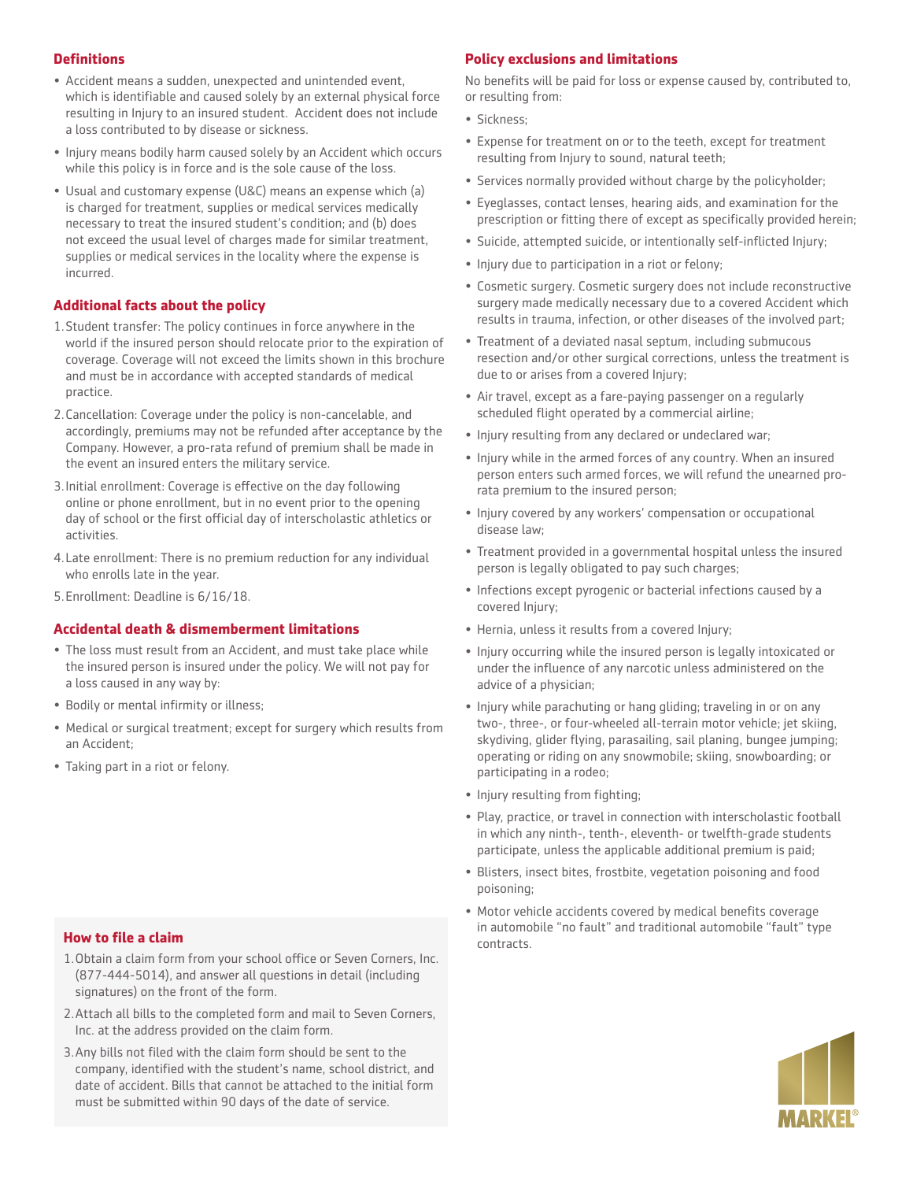## Definitions

- Accident means a sudden, unexpected and unintended event, which is identifiable and caused solely by an external physical force resulting in Injury to an insured student. Accident does not include a loss contributed to by disease or sickness.
- Injury means bodily harm caused solely by an Accident which occurs while this policy is in force and is the sole cause of the loss.
- Usual and customary expense (U&C) means an expense which (a) is charged for treatment, supplies or medical services medically necessary to treat the insured student's condition; and (b) does not exceed the usual level of charges made for similar treatment, supplies or medical services in the locality where the expense is incurred.

## Additional facts about the policy

1. Student transfer: The policy continues in force anywhere in the world if the insured person should relocate prior to the expiration of coverage. Coverage will not exceed the limits shown in this brochure and must be in accordance with accepted standards of medical practice.
2. Cancellation: Coverage under the policy is non-cancelable, and accordingly, premiums may not be refunded after acceptance by the Company. However, a pro-rata refund of premium shall be made in the event an insured enters the military service.
3. Initial enrollment: Coverage is effective on the day following online or phone enrollment, but in no event prior to the opening day of school or the first official day of interscholastic athletics or activities.
4. Late enrollment: There is no premium reduction for any individual who enrolls late in the year.
5. Enrollment: Deadline is 6/16/18.

## Accidental death & dismemberment limitations

- The loss must result from an Accident, and must take place while the insured person is insured under the policy. We will not pay for a loss caused in any way by:
- Bodily or mental infirmity or illness;
- Medical or surgical treatment; except for surgery which results from an Accident;
- Taking part in a riot or felony.

## How to file a claim

1. Obtain a claim form from your school office or Seven Corners, Inc. (877-444-5014), and answer all questions in detail (including signatures) on the front of the form.
2. Attach all bills to the completed form and mail to Seven Corners, Inc. at the address provided on the claim form.
3. Any bills not filed with the claim form should be sent to the company, identified with the student's name, school district, and date of accident. Bills that cannot be attached to the initial form must be submitted within 90 days of the date of service.

## Policy exclusions and limitations

No benefits will be paid for loss or expense caused by, contributed to, or resulting from:

- Sickness;
- Expense for treatment on or to the teeth, except for treatment resulting from Injury to sound, natural teeth;
- Services normally provided without charge by the policyholder;
- Eyeglasses, contact lenses, hearing aids, and examination for the prescription or fitting there of except as specifically provided herein;
- Suicide, attempted suicide, or intentionally self-inflicted Injury;
- Injury due to participation in a riot or felony;
- Cosmetic surgery. Cosmetic surgery does not include reconstructive surgery made medically necessary due to a covered Accident which results in trauma, infection, or other diseases of the involved part;
- Treatment of a deviated nasal septum, including submucous resection and/or other surgical corrections, unless the treatment is due to or arises from a covered Injury;
- Air travel, except as a fare-paying passenger on a regularly scheduled flight operated by a commercial airline;
- Injury resulting from any declared or undeclared war;
- Injury while in the armed forces of any country. When an insured person enters such armed forces, we will refund the unearned pro-rata premium to the insured person;
- Injury covered by any workers' compensation or occupational disease law;
- Treatment provided in a governmental hospital unless the insured person is legally obligated to pay such charges;
- Infections except pyrogenic or bacterial infections caused by a covered Injury;
- Hernia, unless it results from a covered Injury;
- Injury occurring while the insured person is legally intoxicated or under the influence of any narcotic unless administered on the advice of a physician;
- Injury while parachuting or hang gliding; traveling in or on any two-, three-, or four-wheeled all-terrain motor vehicle; jet skiing, skydiving, glider flying, parasailing, sail planing, bungee jumping; operating or riding on any snowmobile; skiing, snowboarding; or participating in a rodeo;
- Injury resulting from fighting;
- Play, practice, or travel in connection with interscholastic football in which any ninth-, tenth-, eleventh- or twelfth-grade students participate, unless the applicable additional premium is paid;
- Blisters, insect bites, frostbite, vegetation poisoning and food poisoning;
- Motor vehicle accidents covered by medical benefits coverage in automobile "no fault" and traditional automobile "fault" type contracts.

MARKEL®